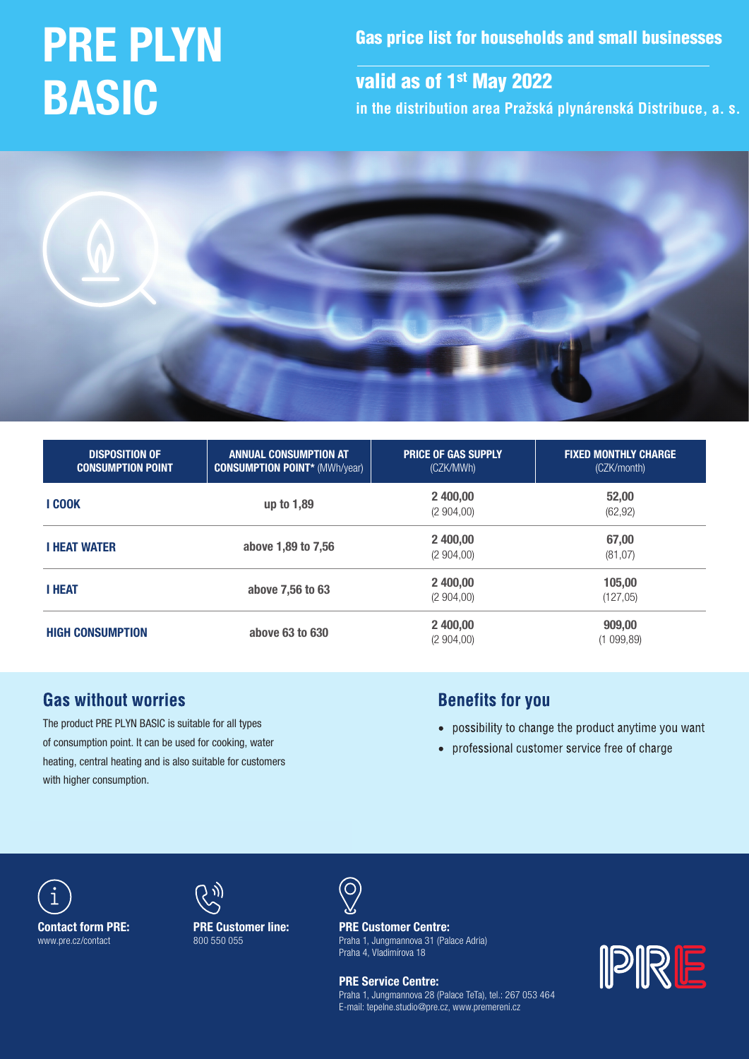# PRE PLYN BASIC

## Gas price list for households and small businesses

## valid as of 1st May 2022

**in the distribution area Pražská plynárenská Distribuce, a. s.**

| DISPOSITION OF CONSUMPTION POINT | ANNUAL CONSUMPTION AT CONSUMPTION POINT* (MWh/year) | PRICE OF GAS SUPPLY (CZK/MWh) | FIXED MONTHLY CHARGE (CZK/month) |
|---|---|---|---|
| **I COOK** | **up to 1,89** | **2 400,00** (2 904,00) | **52,00** (62,92) |
| **I HEAT WATER** | **above 1,89 to 7,56** | **2 400,00** (2 904,00) | **67,00** (81,07) |
| **I HEAT** | **above 7,56 to 63** | **2 400,00** (2 904,00) | **105,00** (127,05) |
| **HIGH CONSUMPTION** | **above 63 to 630** | **2 400,00** (2 904,00) | **909,00** (1 099,89) |

## Gas without worries

The product PRE PLYN BASIC is suitable for all types of consumption point. It can be used for cooking, water heating, central heating and is also suitable for customers with higher consumption.

## Benefits for you

- possibility to change the product anytime you want
- professional customer service free of charge

**Contact form PRE:**
www.pre.cz/contact

**PRE Customer line:**
800 550 055

**PRE Customer Centre:**
Praha 1, Jungmannova 31 (Palace Adria)
Praha 4, Vladimírova 18

**PRE Service Centre:**
Praha 1, Jungmannova 28 (Palace TeTa), tel.: 267 053 464
E-mail: tepelne.studio@pre.cz, www.premereni.cz

PRE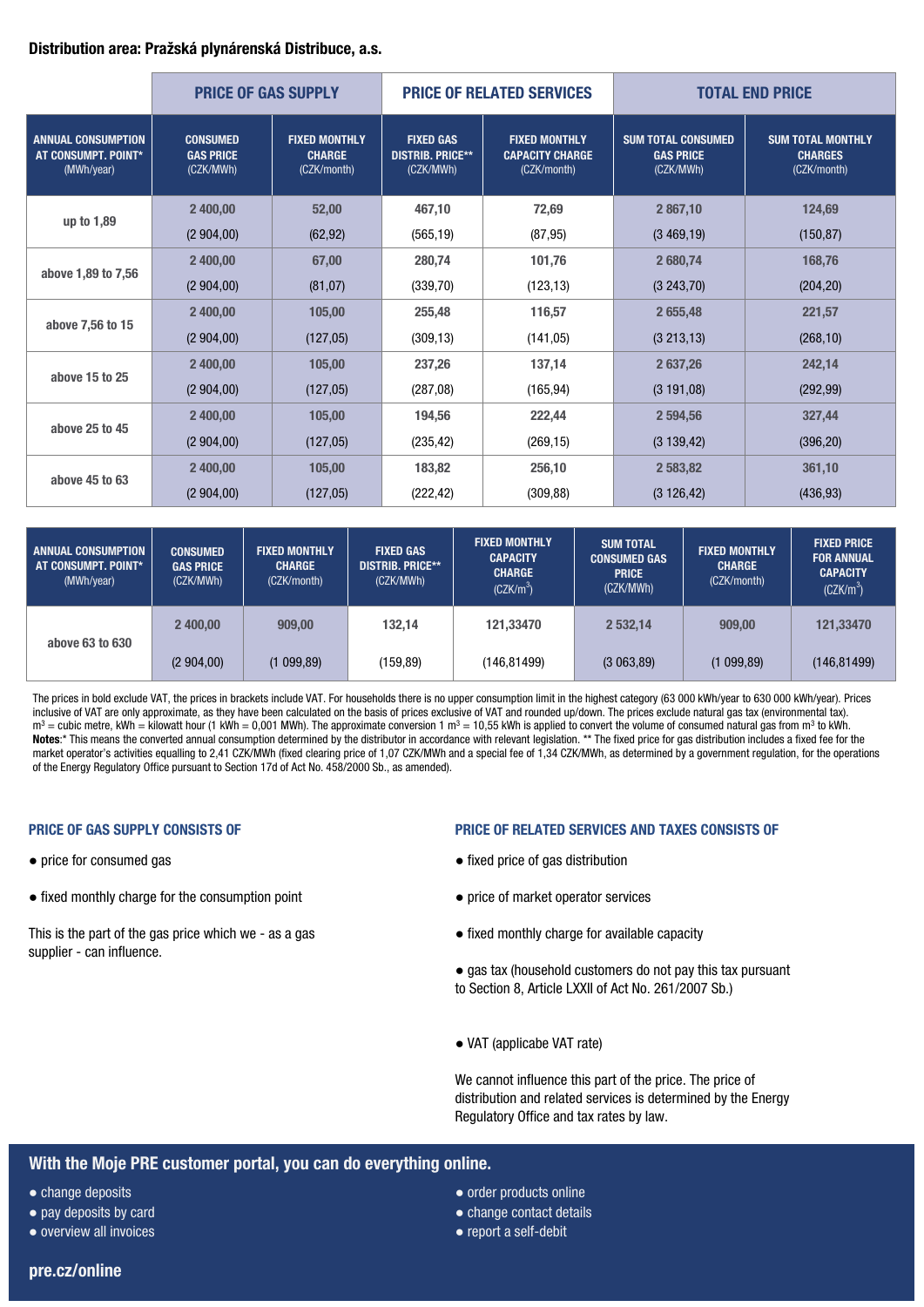**Distribution area: Pražská plynárenská Distribuce, a.s.**

| | PRICE OF GAS SUPPLY | | PRICE OF RELATED SERVICES | | TOTAL END PRICE | |
|---|---|---|---|---|---|---|
| **ANNUAL CONSUMPTION AT CONSUMPT. POINT*** (MWh/year) | **CONSUMED GAS PRICE** (CZK/MWh) | **FIXED MONTHLY CHARGE** (CZK/month) | **FIXED GAS DISTRIB. PRICE**** (CZK/MWh) | **FIXED MONTHLY CAPACITY CHARGE** (CZK/month) | **SUM TOTAL CONSUMED GAS PRICE** (CZK/MWh) | **SUM TOTAL MONTHLY CHARGES** (CZK/month) |
| up to 1,89 | **2 400,00** | **52,00** | **467,10** | **72,69** | **2 867,10** | **124,69** |
| | (2 904,00) | (62,92) | (565,19) | (87,95) | (3 469,19) | (150,87) |
| above 1,89 to 7,56 | **2 400,00** | **67,00** | **280,74** | **101,76** | **2 680,74** | **168,76** |
| | (2 904,00) | (81,07) | (339,70) | (123,13) | (3 243,70) | (204,20) |
| above 7,56 to 15 | **2 400,00** | **105,00** | **255,48** | **116,57** | **2 655,48** | **221,57** |
| | (2 904,00) | (127,05) | (309,13) | (141,05) | (3 213,13) | (268,10) |
| above 15 to 25 | **2 400,00** | **105,00** | **237,26** | **137,14** | **2 637,26** | **242,14** |
| | (2 904,00) | (127,05) | (287,08) | (165,94) | (3 191,08) | (292,99) |
| above 25 to 45 | **2 400,00** | **105,00** | **194,56** | **222,44** | **2 594,56** | **327,44** |
| | (2 904,00) | (127,05) | (235,42) | (269,15) | (3 139,42) | (396,20) |
| above 45 to 63 | **2 400,00** | **105,00** | **183,82** | **256,10** | **2 583,82** | **361,10** |
| | (2 904,00) | (127,05) | (222,42) | (309,88) | (3 126,42) | (436,93) |

| **ANNUAL CONSUMPTION AT CONSUMPT. POINT*** (MWh/year) | **CONSUMED GAS PRICE** (CZK/MWh) | **FIXED MONTHLY CHARGE** (CZK/month) | **FIXED GAS DISTRIB. PRICE**** (CZK/MWh) | **FIXED MONTHLY CAPACITY CHARGE** (CZK/m³) | **SUM TOTAL CONSUMED GAS PRICE** (CZK/MWh) | **FIXED MONTHLY CHARGE** (CZK/month) | **FIXED PRICE FOR ANNUAL CAPACITY** (CZK/m³) |
|---|---|---|---|---|---|---|---|
| above 63 to 630 | **2 400,00** | **909,00** | **132,14** | **121,33470** | **2 532,14** | **909,00** | **121,33470** |
| | (2 904,00) | (1 099,89) | (159,89) | (146,81499) | (3 063,89) | (1 099,89) | (146,81499) |

The prices in bold exclude VAT, the prices in brackets include VAT. For households there is no upper consumption limit in the highest category (63 000 kWh/year to 630 000 kWh/year). Prices inclusive of VAT are only approximate, as they have been calculated on the basis of prices exclusive of VAT and rounded up/down. The prices exclude natural gas tax (environmental tax). m³ = cubic metre, kWh = kilowatt hour (1 kWh = 0,001 MWh). The approximate conversion 1 m³ = 10,55 kWh is applied to convert the volume of consumed natural gas from m³ to kWh. **Notes**:* This means the converted annual consumption determined by the distributor in accordance with relevant legislation. ** The fixed price for gas distribution includes a fixed fee for the market operator's activities equalling to 2,41 CZK/MWh (fixed clearing price of 1,07 CZK/MWh and a special fee of 1,34 CZK/MWh, as determined by a government regulation, for the operations of the Energy Regulatory Office pursuant to Section 17d of Act No. 458/2000 Sb., as amended).

## PRICE OF GAS SUPPLY CONSISTS OF

- price for consumed gas
- fixed monthly charge for the consumption point

This is the part of the gas price which we - as a gas supplier - can influence.

## PRICE OF RELATED SERVICES AND TAXES CONSISTS OF

- fixed price of gas distribution
- price of market operator services
- fixed monthly charge for available capacity
- gas tax (household customers do not pay this tax pursuant to Section 8, Article LXXII of Act No. 261/2007 Sb.)
- VAT (applicabe VAT rate)

We cannot influence this part of the price. The price of distribution and related services is determined by the Energy Regulatory Office and tax rates by law.

## With the Moje PRE customer portal, you can do everything online.

- change deposits
- pay deposits by card
- overview all invoices
- order products online
- change contact details
- report a self-debit

**pre.cz/online**